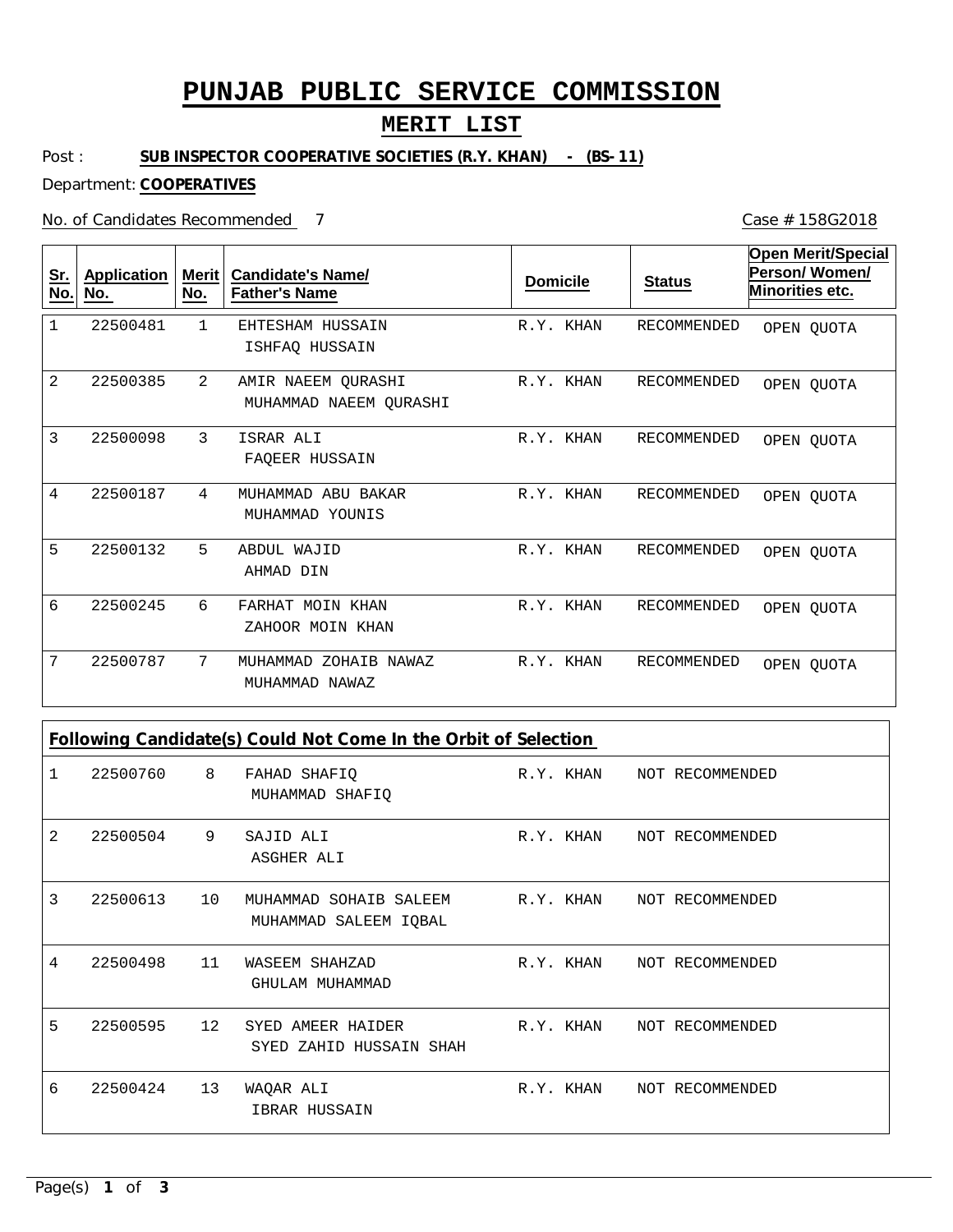# PUNJAB PUBLIC SERVICE COMMISSION

## MERIT LIST

Post : **SUB INSPECTOR COOPERATIVE SOCIETIES (R.Y. KHAN) - (BS-11)**

Department: **COOPERATIVES**

No. of Candidates Recommended 7

Case # 158G2018

| Sr. No. | Application No. | Merit No. | Candidate's Name/ Father's Name | Domicile | Status | Open Merit/Special Person/ Women/ Minorities etc. |
|---|---|---|---|---|---|---|
| 1 | 22500481 | 1 | EHTESHAM HUSSAIN<br>ISHFAQ HUSSAIN | R.Y. KHAN | RECOMMENDED | OPEN QUOTA |
| 2 | 22500385 | 2 | AMIR NAEEM QURASHI<br>MUHAMMAD NAEEM QURASHI | R.Y. KHAN | RECOMMENDED | OPEN QUOTA |
| 3 | 22500098 | 3 | ISRAR ALI<br>FAQEER HUSSAIN | R.Y. KHAN | RECOMMENDED | OPEN QUOTA |
| 4 | 22500187 | 4 | MUHAMMAD ABU BAKAR<br>MUHAMMAD YOUNIS | R.Y. KHAN | RECOMMENDED | OPEN QUOTA |
| 5 | 22500132 | 5 | ABDUL WAJID<br>AHMAD DIN | R.Y. KHAN | RECOMMENDED | OPEN QUOTA |
| 6 | 22500245 | 6 | FARHAT MOIN KHAN<br>ZAHOOR MOIN KHAN | R.Y. KHAN | RECOMMENDED | OPEN QUOTA |
| 7 | 22500787 | 7 | MUHAMMAD ZOHAIB NAWAZ<br>MUHAMMAD NAWAZ | R.Y. KHAN | RECOMMENDED | OPEN QUOTA |

**Following Candidate(s) Could Not Come In the Orbit of Selection**

| Sr. No. | Application No. | Merit No. | Candidate's Name/ Father's Name | Domicile | Status |
|---|---|---|---|---|---|
| 1 | 22500760 | 8 | FAHAD SHAFIQ<br>MUHAMMAD SHAFIQ | R.Y. KHAN | NOT RECOMMENDED |
| 2 | 22500504 | 9 | SAJID ALI<br>ASGHER ALI | R.Y. KHAN | NOT RECOMMENDED |
| 3 | 22500613 | 10 | MUHAMMAD SOHAIB SALEEM<br>MUHAMMAD SALEEM IQBAL | R.Y. KHAN | NOT RECOMMENDED |
| 4 | 22500498 | 11 | WASEEM SHAHZAD<br>GHULAM MUHAMMAD | R.Y. KHAN | NOT RECOMMENDED |
| 5 | 22500595 | 12 | SYED AMEER HAIDER<br>SYED ZAHID HUSSAIN SHAH | R.Y. KHAN | NOT RECOMMENDED |
| 6 | 22500424 | 13 | WAQAR ALI<br>IBRAR HUSSAIN | R.Y. KHAN | NOT RECOMMENDED |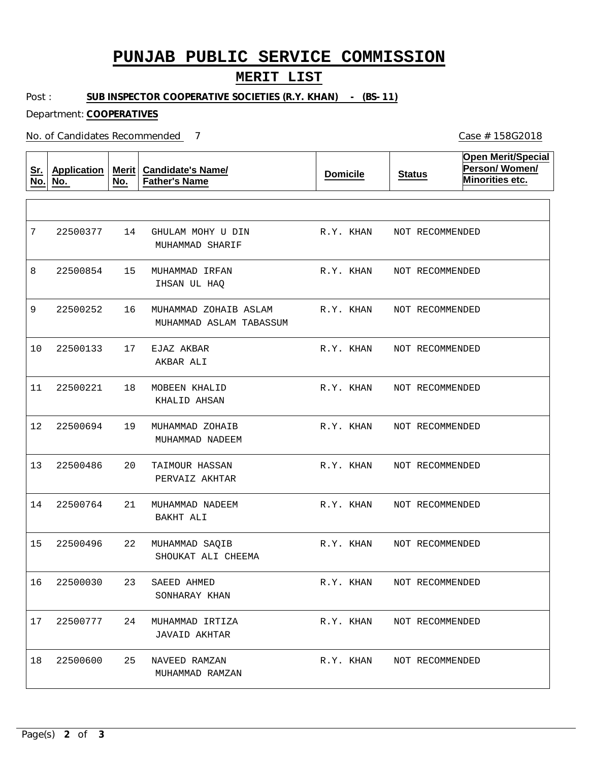# PUNJAB PUBLIC SERVICE COMMISSION

## MERIT LIST

Post : **SUB INSPECTOR COOPERATIVE SOCIETIES (R.Y. KHAN) - (BS-11)**

Department: **COOPERATIVES**

No. of Candidates Recommended 7

Case # 158G2018

| Sr. No. | Application No. | Merit No. | Candidate's Name/ Father's Name | Domicile | Status | Open Merit/Special Person/ Women/ Minorities etc. |
|---|---|---|---|---|---|---|
| 7 | 22500377 | 14 | GHULAM MOHY U DIN<br>MUHAMMAD SHARIF | R.Y. KHAN | NOT RECOMMENDED | |
| 8 | 22500854 | 15 | MUHAMMAD IRFAN<br>IHSAN UL HAQ | R.Y. KHAN | NOT RECOMMENDED | |
| 9 | 22500252 | 16 | MUHAMMAD ZOHAIB ASLAM<br>MUHAMMAD ASLAM TABASSUM | R.Y. KHAN | NOT RECOMMENDED | |
| 10 | 22500133 | 17 | EJAZ AKBAR<br>AKBAR ALI | R.Y. KHAN | NOT RECOMMENDED | |
| 11 | 22500221 | 18 | MOBEEN KHALID<br>KHALID AHSAN | R.Y. KHAN | NOT RECOMMENDED | |
| 12 | 22500694 | 19 | MUHAMMAD ZOHAIB<br>MUHAMMAD NADEEM | R.Y. KHAN | NOT RECOMMENDED | |
| 13 | 22500486 | 20 | TAIMOUR HASSAN<br>PERVAIZ AKHTAR | R.Y. KHAN | NOT RECOMMENDED | |
| 14 | 22500764 | 21 | MUHAMMAD NADEEM<br>BAKHT ALI | R.Y. KHAN | NOT RECOMMENDED | |
| 15 | 22500496 | 22 | MUHAMMAD SAQIB<br>SHOUKAT ALI CHEEMA | R.Y. KHAN | NOT RECOMMENDED | |
| 16 | 22500030 | 23 | SAEED AHMED<br>SONHARAY KHAN | R.Y. KHAN | NOT RECOMMENDED | |
| 17 | 22500777 | 24 | MUHAMMAD IRTIZA<br>JAVAID AKHTAR | R.Y. KHAN | NOT RECOMMENDED | |
| 18 | 22500600 | 25 | NAVEED RAMZAN<br>MUHAMMAD RAMZAN | R.Y. KHAN | NOT RECOMMENDED | |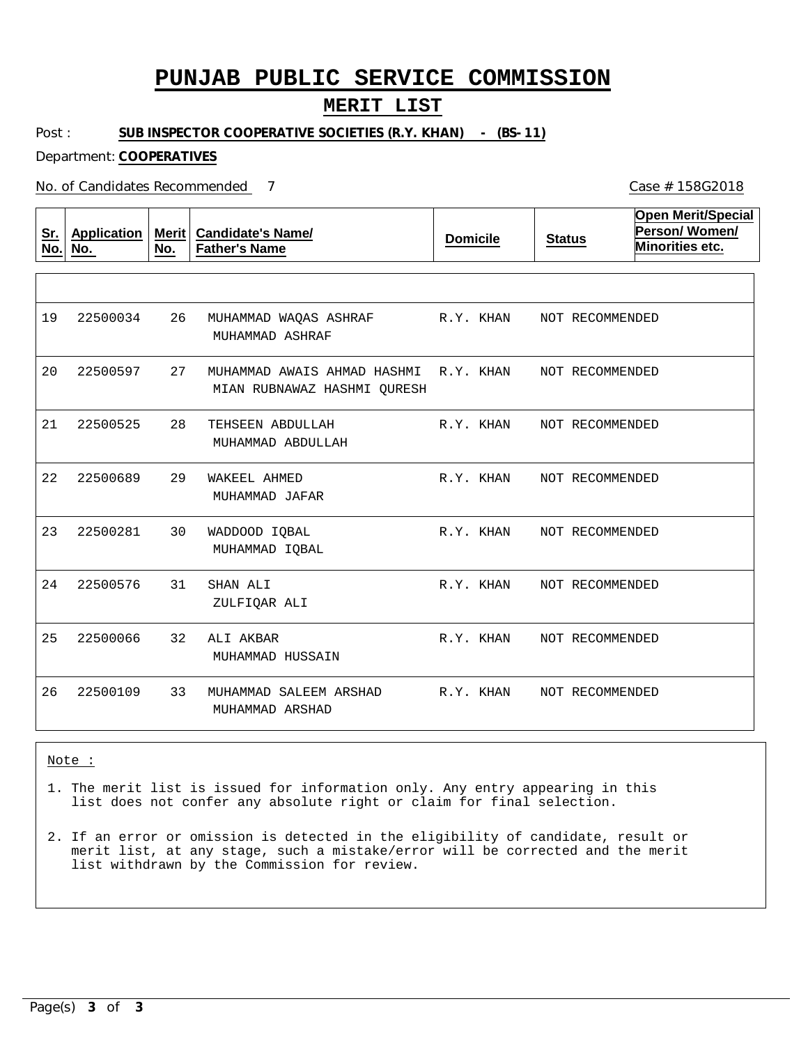# PUNJAB PUBLIC SERVICE COMMISSION

## MERIT LIST

Post : **SUB INSPECTOR COOPERATIVE SOCIETIES (R.Y. KHAN) - (BS-11)**

Department: **COOPERATIVES**

No. of Candidates Recommended 7

Case # 158G2018

| Sr. No. | Application No. | Merit No. | Candidate's Name/ Father's Name | Domicile | Status | Open Merit/Special Person/ Women/ Minorities etc. |
|---|---|---|---|---|---|---|
| 19 | 22500034 | 26 | MUHAMMAD WAQAS ASHRAF<br>MUHAMMAD ASHRAF | R.Y. KHAN | NOT RECOMMENDED | |
| 20 | 22500597 | 27 | MUHAMMAD AWAIS AHMAD HASHMI<br>MIAN RUBNAWAZ HASHMI QURESH | R.Y. KHAN | NOT RECOMMENDED | |
| 21 | 22500525 | 28 | TEHSEEN ABDULLAH<br>MUHAMMAD ABDULLAH | R.Y. KHAN | NOT RECOMMENDED | |
| 22 | 22500689 | 29 | WAKEEL AHMED<br>MUHAMMAD JAFAR | R.Y. KHAN | NOT RECOMMENDED | |
| 23 | 22500281 | 30 | WADDOOD IQBAL<br>MUHAMMAD IQBAL | R.Y. KHAN | NOT RECOMMENDED | |
| 24 | 22500576 | 31 | SHAN ALI<br>ZULFIQAR ALI | R.Y. KHAN | NOT RECOMMENDED | |
| 25 | 22500066 | 32 | ALI AKBAR<br>MUHAMMAD HUSSAIN | R.Y. KHAN | NOT RECOMMENDED | |
| 26 | 22500109 | 33 | MUHAMMAD SALEEM ARSHAD<br>MUHAMMAD ARSHAD | R.Y. KHAN | NOT RECOMMENDED | |

Note :

1. The merit list is issued for information only. Any entry appearing in this list does not confer any absolute right or claim for final selection.
2. If an error or omission is detected in the eligibility of candidate, result or merit list, at any stage, such a mistake/error will be corrected and the merit list withdrawn by the Commission for review.